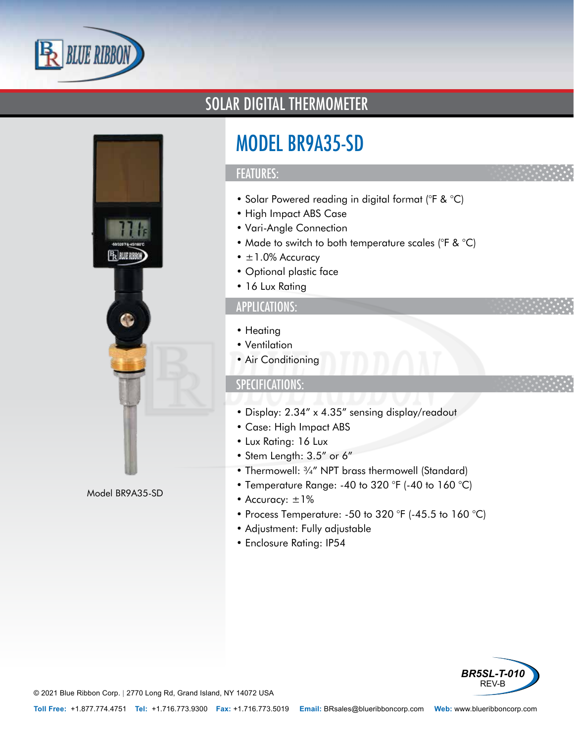# SOLAR DIGITAL THERMOMETER

Model BR9A35-SD

## MODEL BR9A35-SD

### FEATURES:

- Solar Powered reading in digital format (°F & °C)
- High Impact ABS Case
- Vari-Angle Connection
- Made to switch to both temperature scales (°F & °C)
- ±1.0% Accuracy
- Optional plastic face
- 16 Lux Rating

### APPLICATIONS:

- Heating
- Ventilation
- Air Conditioning

### SPECIFICATIONS:

- Display: 2.34″ x 4.35″ sensing display/readout
- Case: High Impact ABS
- Lux Rating: 16 Lux
- Stem Length: 3.5″ or 6″
- Thermowell: ¾″ NPT brass thermowell (Standard)
- Temperature Range: -40 to 320 °F (-40 to 160 °C)
- Accuracy: ±1%
- Process Temperature: -50 to 320 °F (-45.5 to 160 °C)
- Adjustment: Fully adjustable
- Enclosure Rating: IP54

BR5SL-T-010
REV-B

© 2021 Blue Ribbon Corp. | 2770 Long Rd, Grand Island, NY 14072 USA

**Toll Free:** +1.877.774.4751 **Tel:** +1.716.773.9300 **Fax:** +1.716.773.5019 **Email:** BRsales@blueribboncorp.com **Web:** www.blueribboncorp.com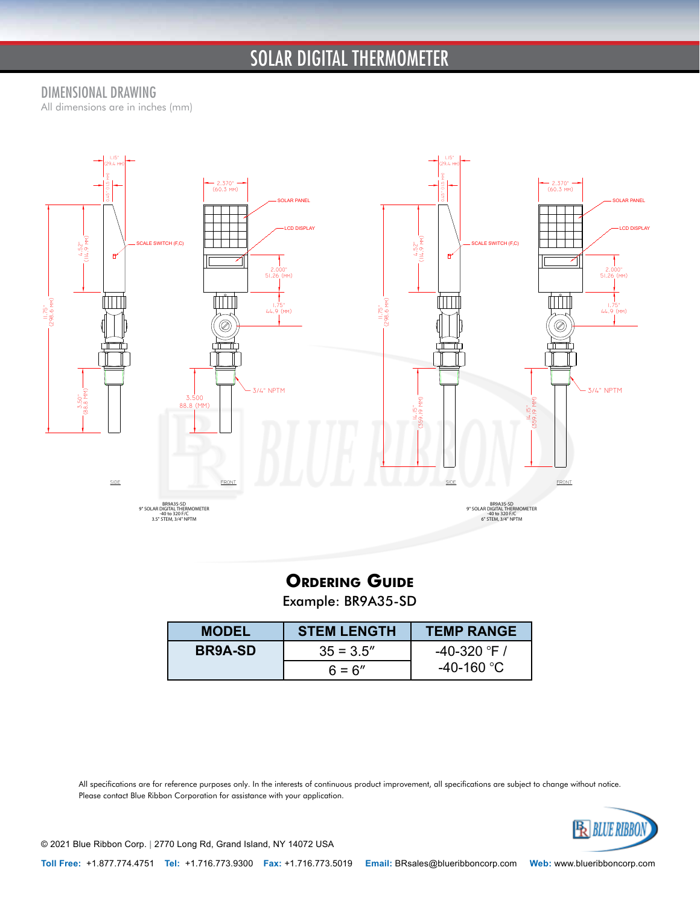# SOLAR DIGITAL THERMOMETER

## DIMENSIONAL DRAWING

All dimensions are in inches (mm)

1.15" (29.4 MM)
0.45" (11.5 MM)
2.370" (60.3 MM)
SOLAR PANEL
LCD DISPLAY
SCALE SWITCH (F,C)
4.52" (114.9 MM)
11.75" (298.6 MM)
2.000" 51.26 (MM)
1.75" 44.9 (MM)
3/4" NPTM
3.500 88.8 (MM)
3.50" (88.8 MM)
SIDE
FRONT

BR9A35-SD
9" SOLAR DIGITAL THERMOMETER
-40 to 320 F/C
3.5" STEM, 3/4" NPTM

1.15" (29.4 MM)
0.45" (11.5 MM)
2.370" (60.3 MM)
SOLAR PANEL
LCD DISPLAY
SCALE SWITCH (F,C)
4.52" (114.9 MM)
11.75" (298.6 MM)
2.000" 51.26 (MM)
1.75" 44.9 (MM)
3/4" NPTM
14.15" (359.19 MM)
14.15" (359.19 MM)
SIDE
FRONT

BR9A35-SD
9" SOLAR DIGITAL THERMOMETER
-40 to 320 F/C
6" STEM, 3/4" NPTM

## Ordering Guide

Example: BR9A35-SD

| MODEL | STEM LENGTH | TEMP RANGE |
|---|---|---|
| BR9A-SD | 35 = 3.5″ | -40-320 °F / -40-160 °C |
| | 6 = 6″ | |

All specifications are for reference purposes only. In the interests of continuous product improvement, all specifications are subject to change without notice. Please contact Blue Ribbon Corporation for assistance with your application.

© 2021 Blue Ribbon Corp. | 2770 Long Rd, Grand Island, NY 14072 USA

**Toll Free:** +1.877.774.4751 **Tel:** +1.716.773.9300 **Fax:** +1.716.773.5019 **Email:** BRsales@blueribboncorp.com **Web:** www.blueribboncorp.com